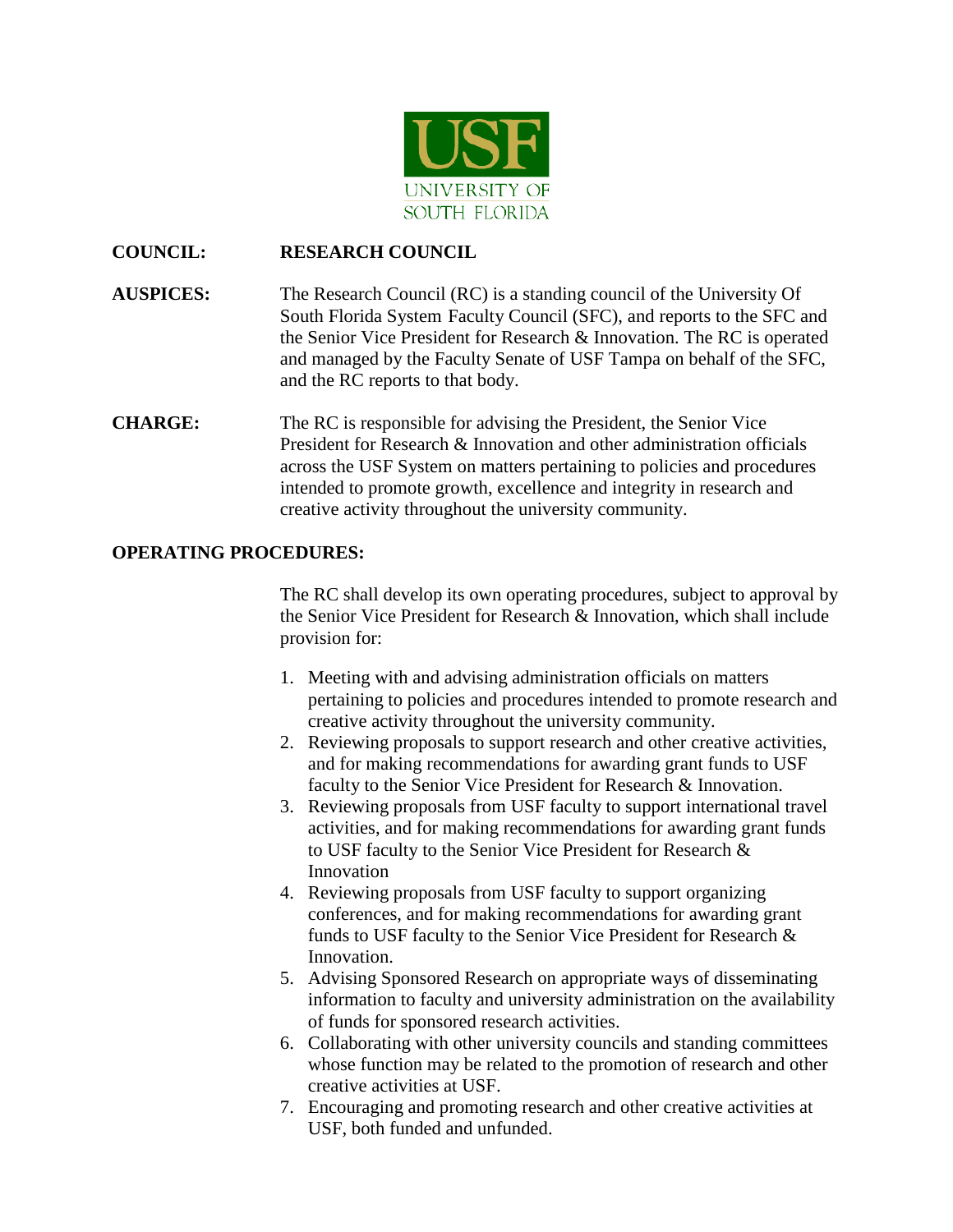**COUNCIL:** **RESEARCH COUNCIL**

**AUSPICES:** The Research Council (RC) is a standing council of the University Of South Florida System Faculty Council (SFC), and reports to the SFC and the Senior Vice President for Research & Innovation. The RC is operated and managed by the Faculty Senate of USF Tampa on behalf of the SFC, and the RC reports to that body.

**CHARGE:** The RC is responsible for advising the President, the Senior Vice President for Research & Innovation and other administration officials across the USF System on matters pertaining to policies and procedures intended to promote growth, excellence and integrity in research and creative activity throughout the university community.

**OPERATING PROCEDURES:**

The RC shall develop its own operating procedures, subject to approval by the Senior Vice President for Research & Innovation, which shall include provision for:

1. Meeting with and advising administration officials on matters pertaining to policies and procedures intended to promote research and creative activity throughout the university community.
2. Reviewing proposals to support research and other creative activities, and for making recommendations for awarding grant funds to USF faculty to the Senior Vice President for Research & Innovation.
3. Reviewing proposals from USF faculty to support international travel activities, and for making recommendations for awarding grant funds to USF faculty to the Senior Vice President for Research & Innovation
4. Reviewing proposals from USF faculty to support organizing conferences, and for making recommendations for awarding grant funds to USF faculty to the Senior Vice President for Research & Innovation.
5. Advising Sponsored Research on appropriate ways of disseminating information to faculty and university administration on the availability of funds for sponsored research activities.
6. Collaborating with other university councils and standing committees whose function may be related to the promotion of research and other creative activities at USF.
7. Encouraging and promoting research and other creative activities at USF, both funded and unfunded.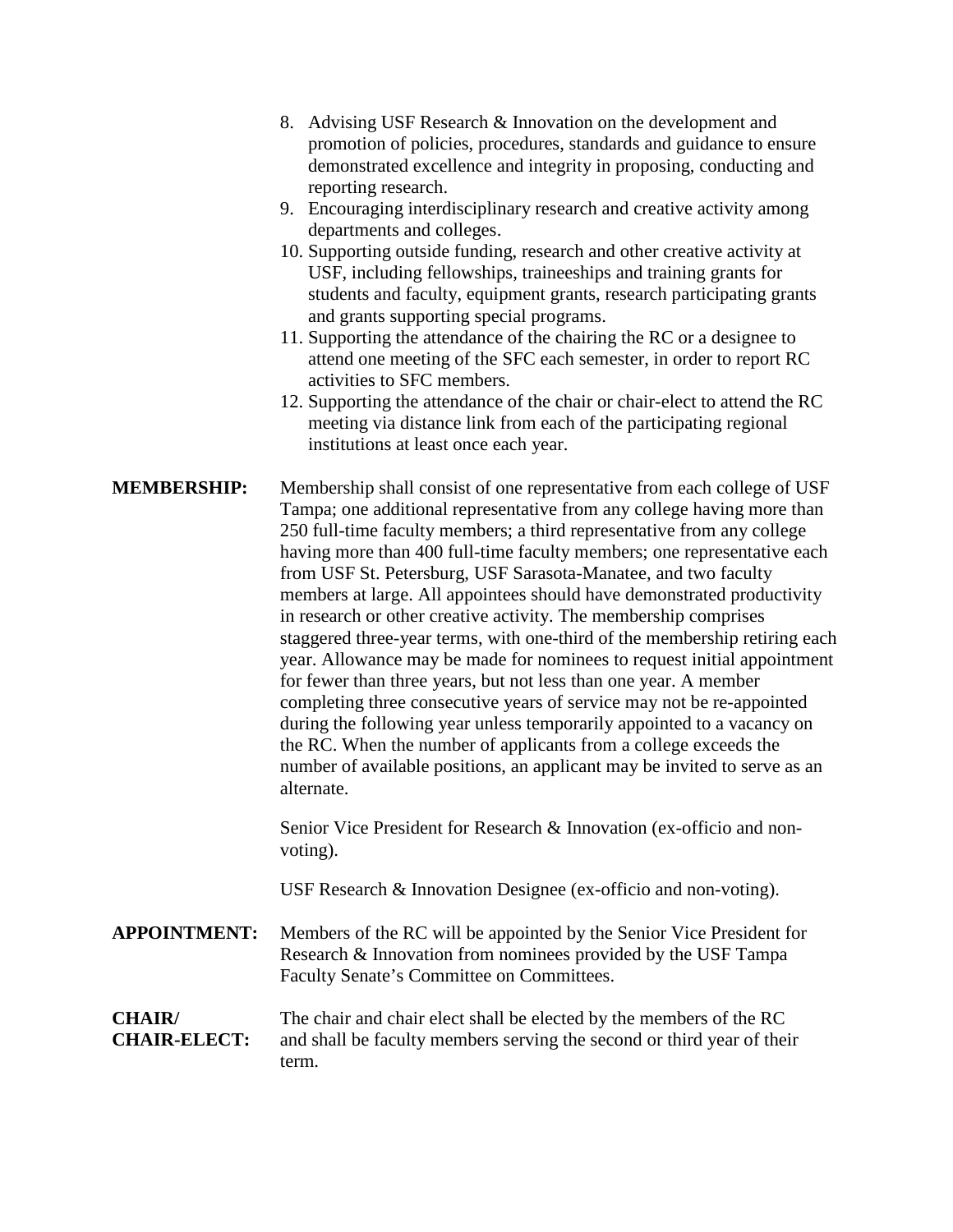8. Advising USF Research & Innovation on the development and promotion of policies, procedures, standards and guidance to ensure demonstrated excellence and integrity in proposing, conducting and reporting research.
9. Encouraging interdisciplinary research and creative activity among departments and colleges.
10. Supporting outside funding, research and other creative activity at USF, including fellowships, traineeships and training grants for students and faculty, equipment grants, research participating grants and grants supporting special programs.
11. Supporting the attendance of the chairing the RC or a designee to attend one meeting of the SFC each semester, in order to report RC activities to SFC members.
12. Supporting the attendance of the chair or chair-elect to attend the RC meeting via distance link from each of the participating regional institutions at least once each year.

**MEMBERSHIP:** Membership shall consist of one representative from each college of USF Tampa; one additional representative from any college having more than 250 full-time faculty members; a third representative from any college having more than 400 full-time faculty members; one representative each from USF St. Petersburg, USF Sarasota-Manatee, and two faculty members at large. All appointees should have demonstrated productivity in research or other creative activity. The membership comprises staggered three-year terms, with one-third of the membership retiring each year. Allowance may be made for nominees to request initial appointment for fewer than three years, but not less than one year. A member completing three consecutive years of service may not be re-appointed during the following year unless temporarily appointed to a vacancy on the RC. When the number of applicants from a college exceeds the number of available positions, an applicant may be invited to serve as an alternate.

Senior Vice President for Research & Innovation (ex-officio and non-voting).

USF Research & Innovation Designee (ex-officio and non-voting).

**APPOINTMENT:** Members of the RC will be appointed by the Senior Vice President for Research & Innovation from nominees provided by the USF Tampa Faculty Senate's Committee on Committees.

**CHAIR/ CHAIR-ELECT:** The chair and chair elect shall be elected by the members of the RC and shall be faculty members serving the second or third year of their term.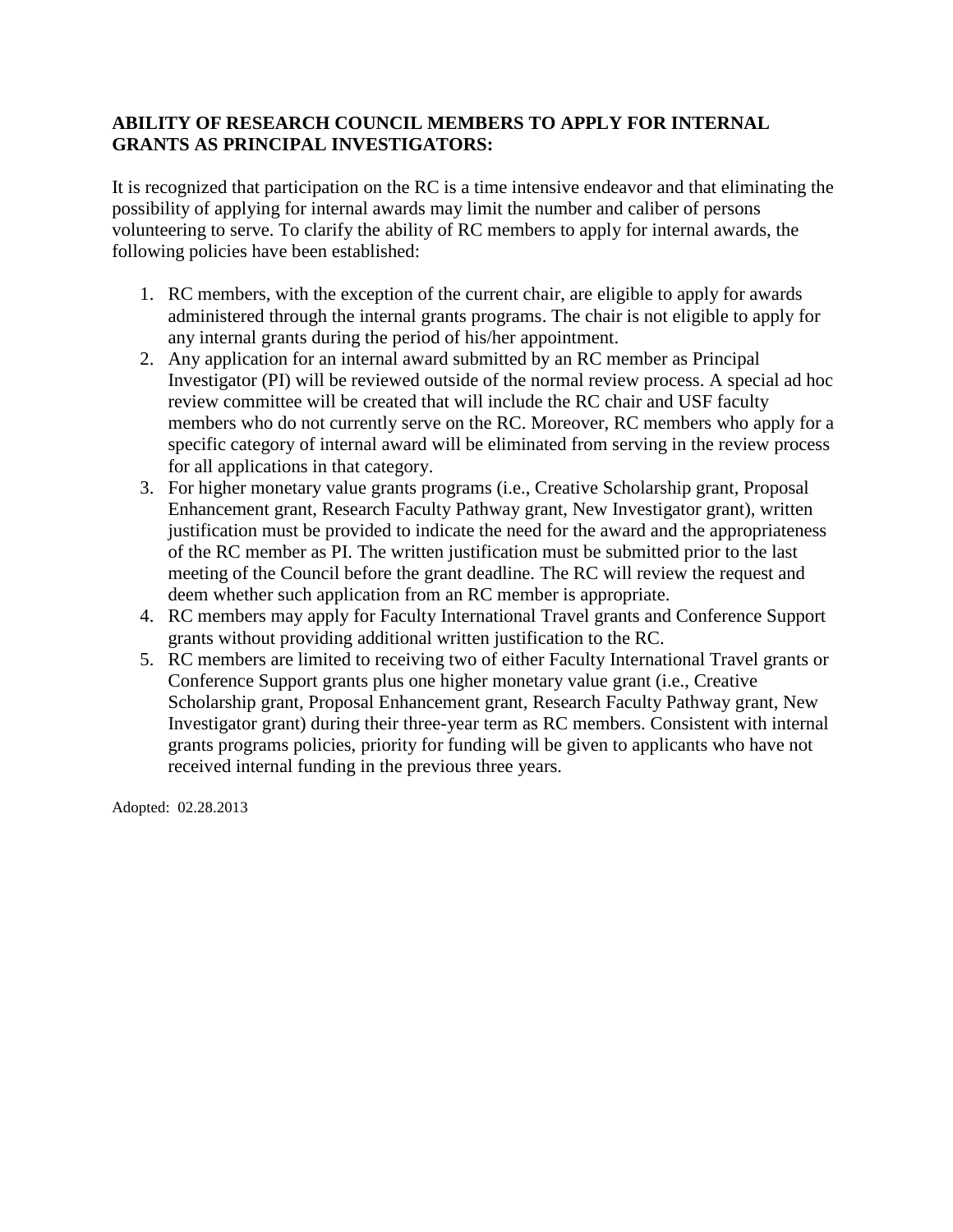## ABILITY OF RESEARCH COUNCIL MEMBERS TO APPLY FOR INTERNAL GRANTS AS PRINCIPAL INVESTIGATORS:

It is recognized that participation on the RC is a time intensive endeavor and that eliminating the possibility of applying for internal awards may limit the number and caliber of persons volunteering to serve. To clarify the ability of RC members to apply for internal awards, the following policies have been established:

1. RC members, with the exception of the current chair, are eligible to apply for awards administered through the internal grants programs. The chair is not eligible to apply for any internal grants during the period of his/her appointment.
2. Any application for an internal award submitted by an RC member as Principal Investigator (PI) will be reviewed outside of the normal review process. A special ad hoc review committee will be created that will include the RC chair and USF faculty members who do not currently serve on the RC. Moreover, RC members who apply for a specific category of internal award will be eliminated from serving in the review process for all applications in that category.
3. For higher monetary value grants programs (i.e., Creative Scholarship grant, Proposal Enhancement grant, Research Faculty Pathway grant, New Investigator grant), written justification must be provided to indicate the need for the award and the appropriateness of the RC member as PI. The written justification must be submitted prior to the last meeting of the Council before the grant deadline. The RC will review the request and deem whether such application from an RC member is appropriate.
4. RC members may apply for Faculty International Travel grants and Conference Support grants without providing additional written justification to the RC.
5. RC members are limited to receiving two of either Faculty International Travel grants or Conference Support grants plus one higher monetary value grant (i.e., Creative Scholarship grant, Proposal Enhancement grant, Research Faculty Pathway grant, New Investigator grant) during their three-year term as RC members. Consistent with internal grants programs policies, priority for funding will be given to applicants who have not received internal funding in the previous three years.

Adopted: 02.28.2013